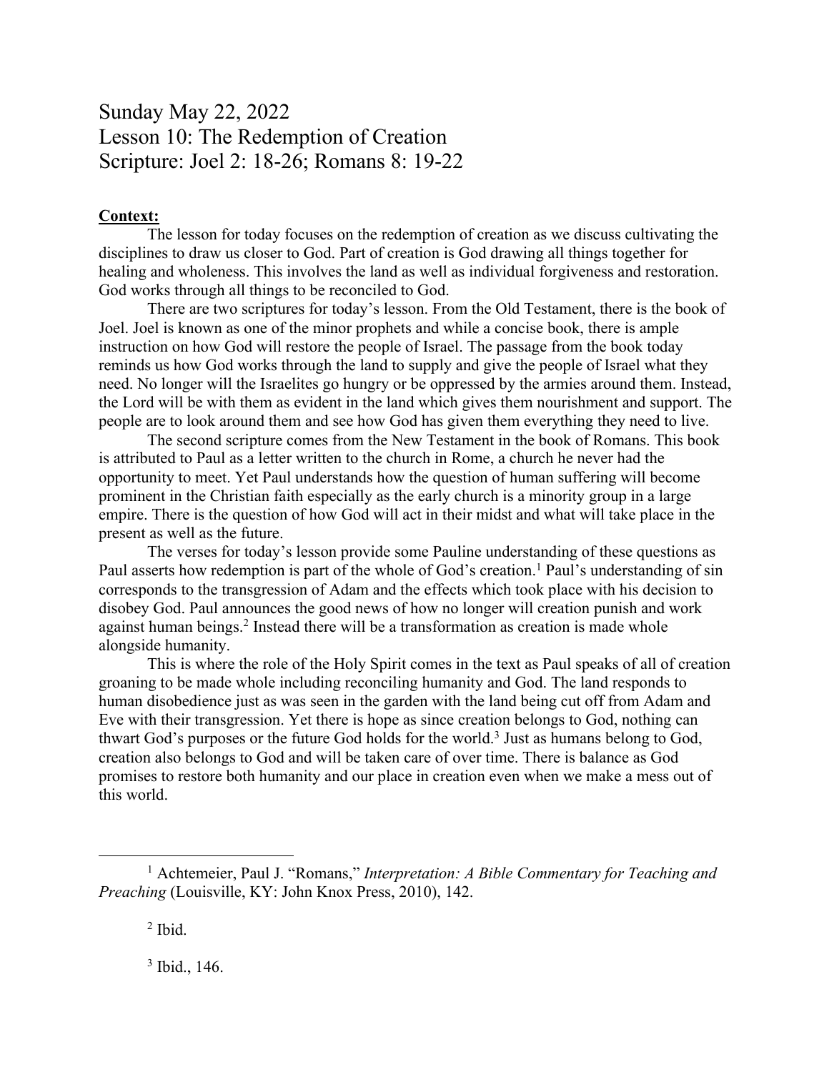# Sunday May 22, 2022
# Lesson 10: The Redemption of Creation
# Scripture: Joel 2: 18-26; Romans 8: 19-22

**Context:**

The lesson for today focuses on the redemption of creation as we discuss cultivating the disciplines to draw us closer to God. Part of creation is God drawing all things together for healing and wholeness. This involves the land as well as individual forgiveness and restoration. God works through all things to be reconciled to God.

There are two scriptures for today's lesson. From the Old Testament, there is the book of Joel. Joel is known as one of the minor prophets and while a concise book, there is ample instruction on how God will restore the people of Israel. The passage from the book today reminds us how God works through the land to supply and give the people of Israel what they need. No longer will the Israelites go hungry or be oppressed by the armies around them. Instead, the Lord will be with them as evident in the land which gives them nourishment and support. The people are to look around them and see how God has given them everything they need to live.

The second scripture comes from the New Testament in the book of Romans. This book is attributed to Paul as a letter written to the church in Rome, a church he never had the opportunity to meet. Yet Paul understands how the question of human suffering will become prominent in the Christian faith especially as the early church is a minority group in a large empire. There is the question of how God will act in their midst and what will take place in the present as well as the future.

The verses for today's lesson provide some Pauline understanding of these questions as Paul asserts how redemption is part of the whole of God's creation.[1] Paul's understanding of sin corresponds to the transgression of Adam and the effects which took place with his decision to disobey God. Paul announces the good news of how no longer will creation punish and work against human beings.[2] Instead there will be a transformation as creation is made whole alongside humanity.

This is where the role of the Holy Spirit comes in the text as Paul speaks of all of creation groaning to be made whole including reconciling humanity and God. The land responds to human disobedience just as was seen in the garden with the land being cut off from Adam and Eve with their transgression. Yet there is hope as since creation belongs to God, nothing can thwart God's purposes or the future God holds for the world.[3] Just as humans belong to God, creation also belongs to God and will be taken care of over time. There is balance as God promises to restore both humanity and our place in creation even when we make a mess out of this world.

---

[1] Achtemeier, Paul J. "Romans," *Interpretation: A Bible Commentary for Teaching and Preaching* (Louisville, KY: John Knox Press, 2010), 142.

[2] Ibid.

[3] Ibid., 146.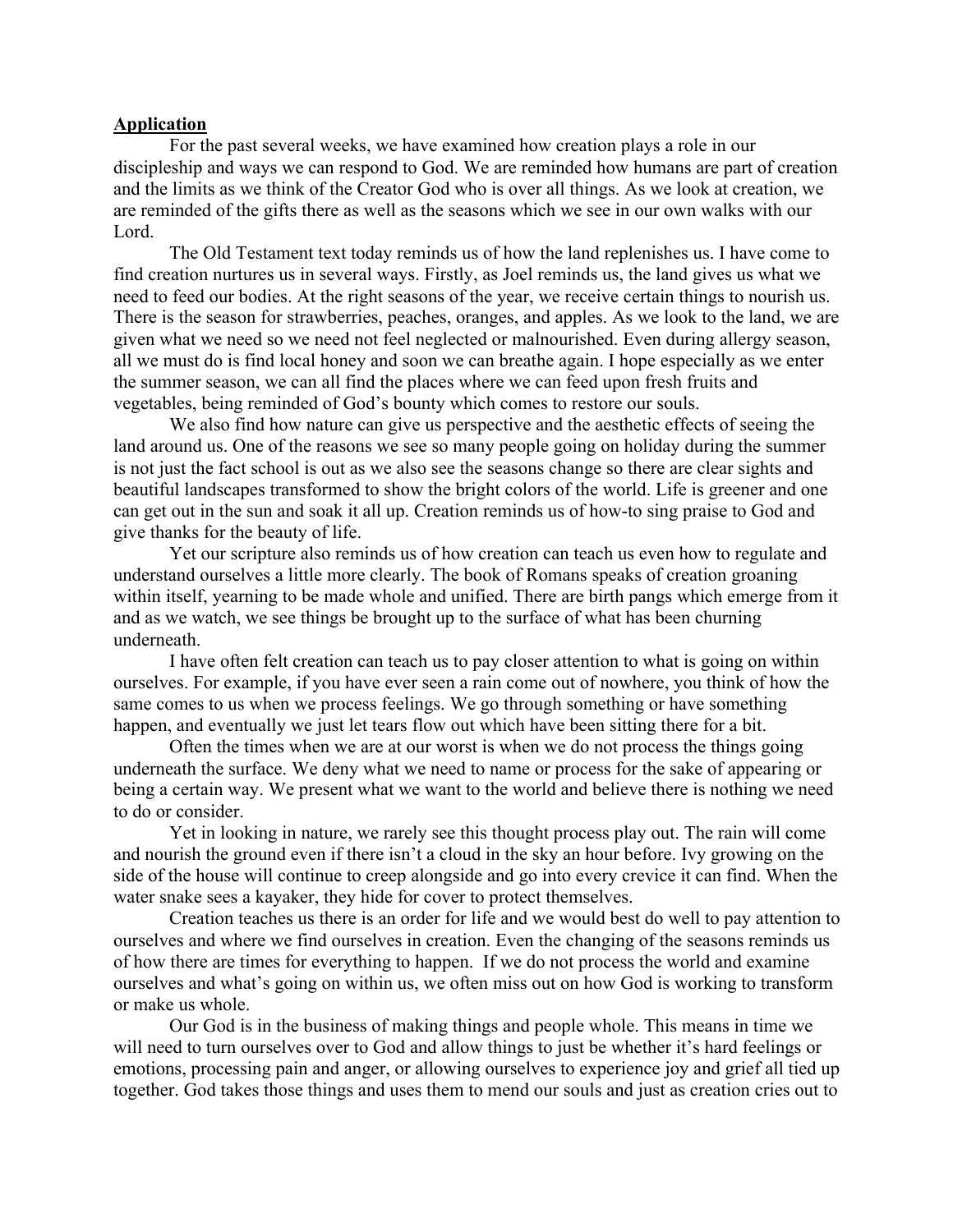**Application**

For the past several weeks, we have examined how creation plays a role in our discipleship and ways we can respond to God. We are reminded how humans are part of creation and the limits as we think of the Creator God who is over all things. As we look at creation, we are reminded of the gifts there as well as the seasons which we see in our own walks with our Lord.

The Old Testament text today reminds us of how the land replenishes us. I have come to find creation nurtures us in several ways. Firstly, as Joel reminds us, the land gives us what we need to feed our bodies. At the right seasons of the year, we receive certain things to nourish us. There is the season for strawberries, peaches, oranges, and apples. As we look to the land, we are given what we need so we need not feel neglected or malnourished. Even during allergy season, all we must do is find local honey and soon we can breathe again. I hope especially as we enter the summer season, we can all find the places where we can feed upon fresh fruits and vegetables, being reminded of God's bounty which comes to restore our souls.

We also find how nature can give us perspective and the aesthetic effects of seeing the land around us. One of the reasons we see so many people going on holiday during the summer is not just the fact school is out as we also see the seasons change so there are clear sights and beautiful landscapes transformed to show the bright colors of the world. Life is greener and one can get out in the sun and soak it all up. Creation reminds us of how-to sing praise to God and give thanks for the beauty of life.

Yet our scripture also reminds us of how creation can teach us even how to regulate and understand ourselves a little more clearly. The book of Romans speaks of creation groaning within itself, yearning to be made whole and unified. There are birth pangs which emerge from it and as we watch, we see things be brought up to the surface of what has been churning underneath.

I have often felt creation can teach us to pay closer attention to what is going on within ourselves. For example, if you have ever seen a rain come out of nowhere, you think of how the same comes to us when we process feelings. We go through something or have something happen, and eventually we just let tears flow out which have been sitting there for a bit.

Often the times when we are at our worst is when we do not process the things going underneath the surface. We deny what we need to name or process for the sake of appearing or being a certain way. We present what we want to the world and believe there is nothing we need to do or consider.

Yet in looking in nature, we rarely see this thought process play out. The rain will come and nourish the ground even if there isn't a cloud in the sky an hour before. Ivy growing on the side of the house will continue to creep alongside and go into every crevice it can find. When the water snake sees a kayaker, they hide for cover to protect themselves.

Creation teaches us there is an order for life and we would best do well to pay attention to ourselves and where we find ourselves in creation. Even the changing of the seasons reminds us of how there are times for everything to happen. If we do not process the world and examine ourselves and what's going on within us, we often miss out on how God is working to transform or make us whole.

Our God is in the business of making things and people whole. This means in time we will need to turn ourselves over to God and allow things to just be whether it's hard feelings or emotions, processing pain and anger, or allowing ourselves to experience joy and grief all tied up together. God takes those things and uses them to mend our souls and just as creation cries out to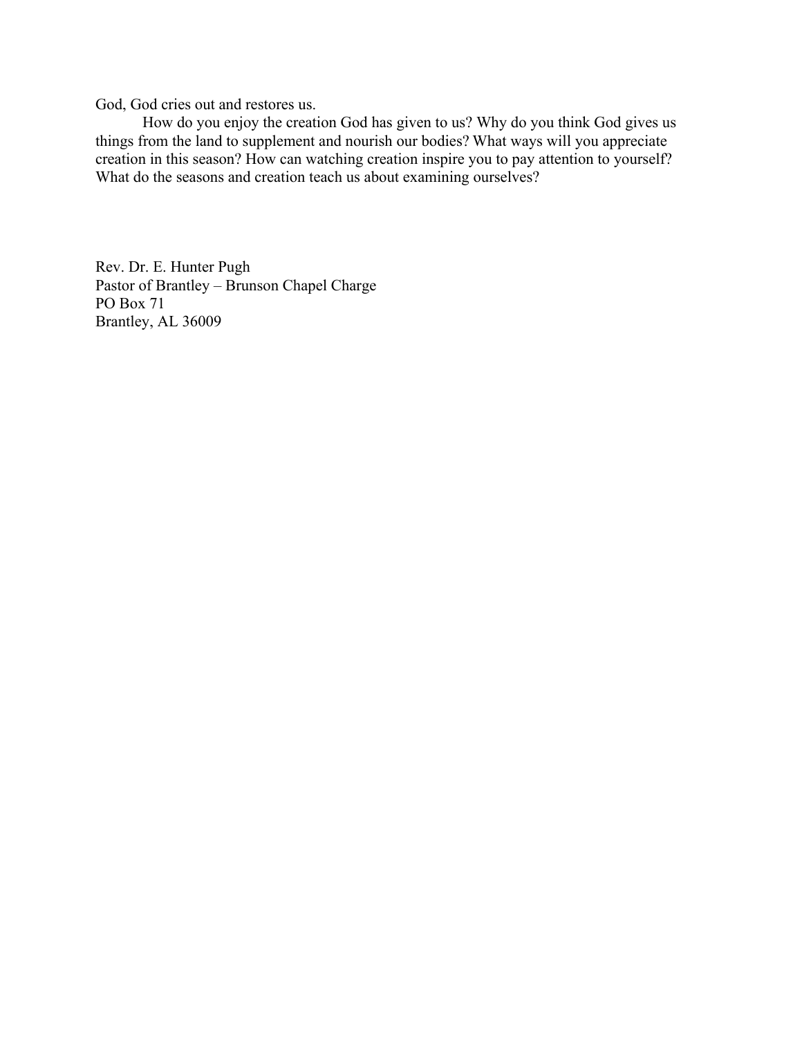God, God cries out and restores us.

How do you enjoy the creation God has given to us? Why do you think God gives us things from the land to supplement and nourish our bodies? What ways will you appreciate creation in this season? How can watching creation inspire you to pay attention to yourself? What do the seasons and creation teach us about examining ourselves?

Rev. Dr. E. Hunter Pugh
Pastor of Brantley – Brunson Chapel Charge
PO Box 71
Brantley, AL 36009